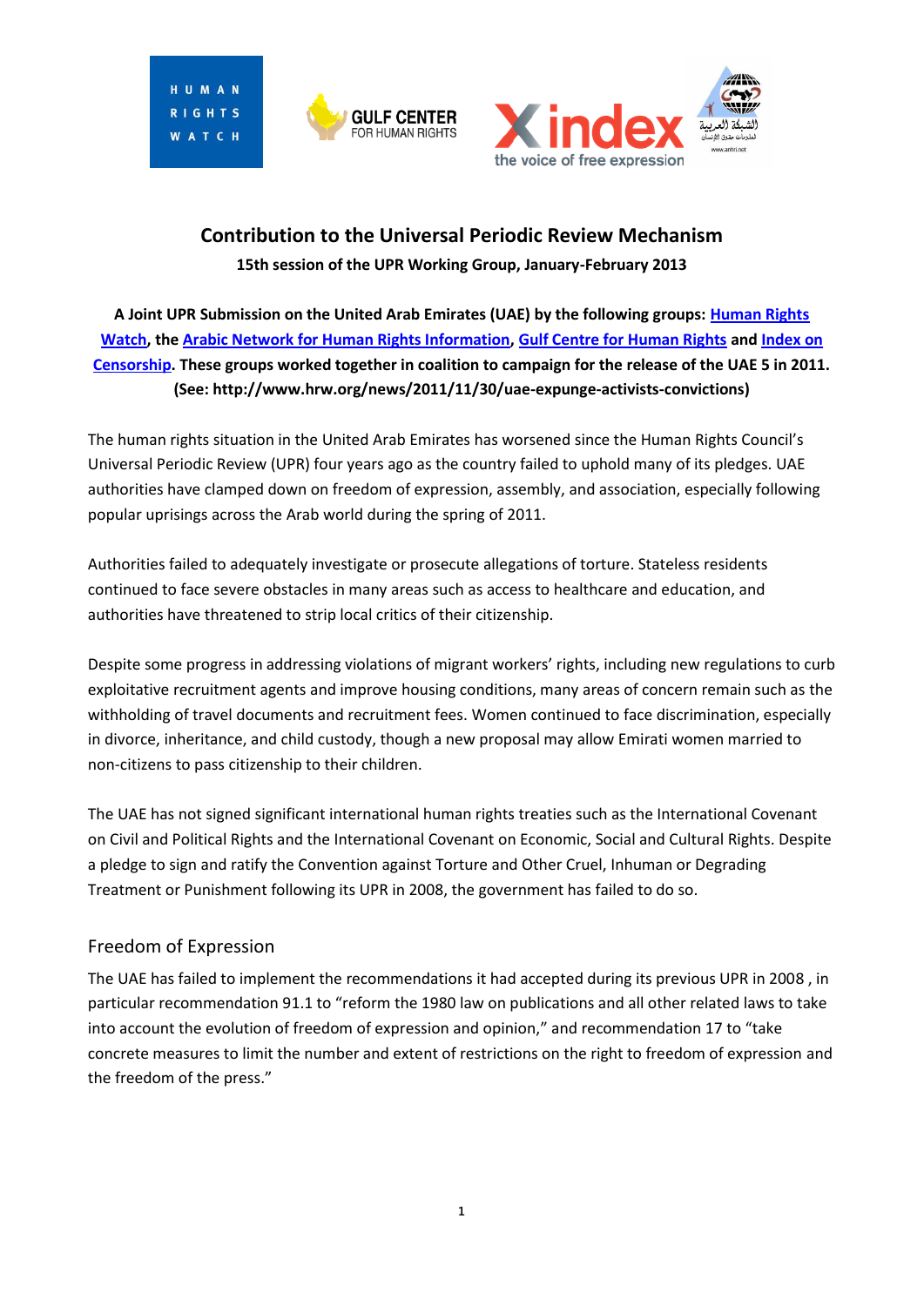# Contribution to the Universal Periodic Review Mechanism

**15th session of the UPR Working Group, January-February 2013**

**A Joint UPR Submission on the United Arab Emirates (UAE) by the following groups: Human Rights Watch, the Arabic Network for Human Rights Information, Gulf Centre for Human Rights and Index on Censorship. These groups worked together in coalition to campaign for the release of the UAE 5 in 2011. (See: http://www.hrw.org/news/2011/11/30/uae-expunge-activists-convictions)**

The human rights situation in the United Arab Emirates has worsened since the Human Rights Council's Universal Periodic Review (UPR) four years ago as the country failed to uphold many of its pledges. UAE authorities have clamped down on freedom of expression, assembly, and association, especially following popular uprisings across the Arab world during the spring of 2011.

Authorities failed to adequately investigate or prosecute allegations of torture. Stateless residents continued to face severe obstacles in many areas such as access to healthcare and education, and authorities have threatened to strip local critics of their citizenship.

Despite some progress in addressing violations of migrant workers' rights, including new regulations to curb exploitative recruitment agents and improve housing conditions, many areas of concern remain such as the withholding of travel documents and recruitment fees. Women continued to face discrimination, especially in divorce, inheritance, and child custody, though a new proposal may allow Emirati women married to non-citizens to pass citizenship to their children.

The UAE has not signed significant international human rights treaties such as the International Covenant on Civil and Political Rights and the International Covenant on Economic, Social and Cultural Rights. Despite a pledge to sign and ratify the Convention against Torture and Other Cruel, Inhuman or Degrading Treatment or Punishment following its UPR in 2008, the government has failed to do so.

## Freedom of Expression

The UAE has failed to implement the recommendations it had accepted during its previous UPR in 2008 , in particular recommendation 91.1 to "reform the 1980 law on publications and all other related laws to take into account the evolution of freedom of expression and opinion," and recommendation 17 to "take concrete measures to limit the number and extent of restrictions on the right to freedom of expression and the freedom of the press."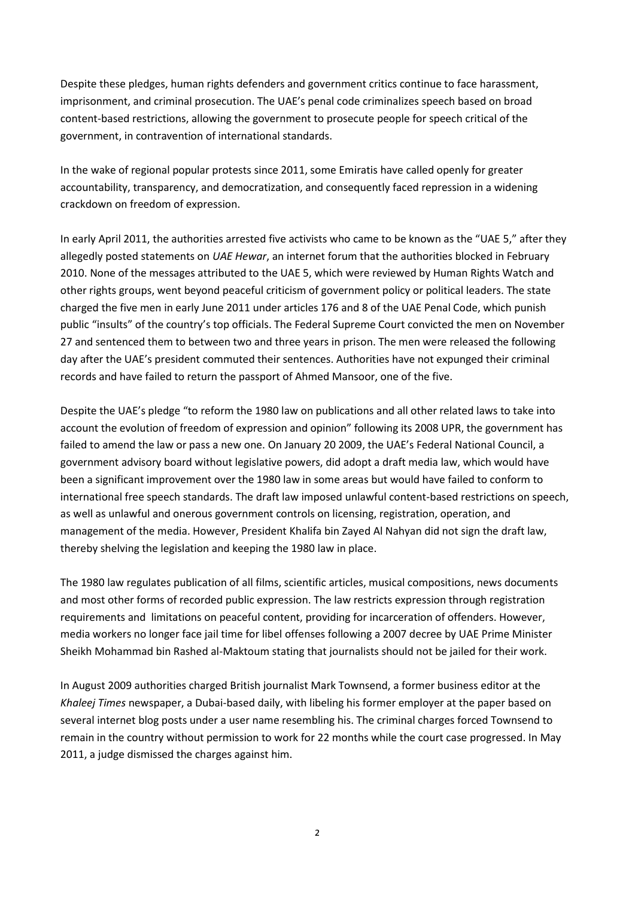Despite these pledges, human rights defenders and government critics continue to face harassment, imprisonment, and criminal prosecution. The UAE's penal code criminalizes speech based on broad content-based restrictions, allowing the government to prosecute people for speech critical of the government, in contravention of international standards.

In the wake of regional popular protests since 2011, some Emiratis have called openly for greater accountability, transparency, and democratization, and consequently faced repression in a widening crackdown on freedom of expression.

In early April 2011, the authorities arrested five activists who came to be known as the "UAE 5," after they allegedly posted statements on *UAE Hewar*, an internet forum that the authorities blocked in February 2010. None of the messages attributed to the UAE 5, which were reviewed by Human Rights Watch and other rights groups, went beyond peaceful criticism of government policy or political leaders. The state charged the five men in early June 2011 under articles 176 and 8 of the UAE Penal Code, which punish public "insults" of the country's top officials. The Federal Supreme Court convicted the men on November 27 and sentenced them to between two and three years in prison. The men were released the following day after the UAE's president commuted their sentences. Authorities have not expunged their criminal records and have failed to return the passport of Ahmed Mansoor, one of the five.

Despite the UAE's pledge "to reform the 1980 law on publications and all other related laws to take into account the evolution of freedom of expression and opinion" following its 2008 UPR, the government has failed to amend the law or pass a new one. On January 20 2009, the UAE's Federal National Council, a government advisory board without legislative powers, did adopt a draft media law, which would have been a significant improvement over the 1980 law in some areas but would have failed to conform to international free speech standards. The draft law imposed unlawful content-based restrictions on speech, as well as unlawful and onerous government controls on licensing, registration, operation, and management of the media. However, President Khalifa bin Zayed Al Nahyan did not sign the draft law, thereby shelving the legislation and keeping the 1980 law in place.

The 1980 law regulates publication of all films, scientific articles, musical compositions, news documents and most other forms of recorded public expression. The law restricts expression through registration requirements and limitations on peaceful content, providing for incarceration of offenders. However, media workers no longer face jail time for libel offenses following a 2007 decree by UAE Prime Minister Sheikh Mohammad bin Rashed al-Maktoum stating that journalists should not be jailed for their work.

In August 2009 authorities charged British journalist Mark Townsend, a former business editor at the *Khaleej Times* newspaper, a Dubai-based daily, with libeling his former employer at the paper based on several internet blog posts under a user name resembling his. The criminal charges forced Townsend to remain in the country without permission to work for 22 months while the court case progressed. In May 2011, a judge dismissed the charges against him.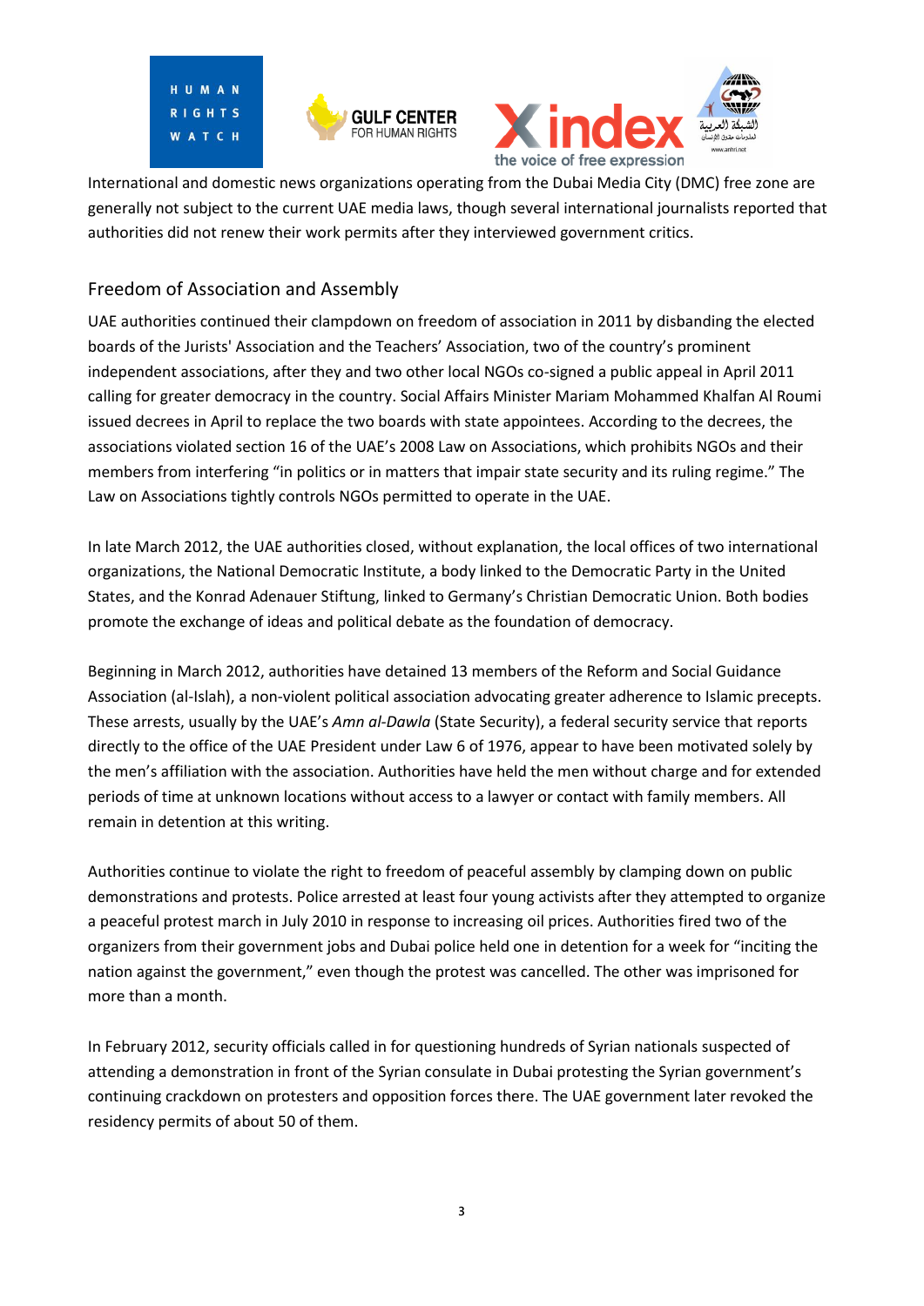International and domestic news organizations operating from the Dubai Media City (DMC) free zone are generally not subject to the current UAE media laws, though several international journalists reported that authorities did not renew their work permits after they interviewed government critics.

## Freedom of Association and Assembly

UAE authorities continued their clampdown on freedom of association in 2011 by disbanding the elected boards of the Jurists' Association and the Teachers' Association, two of the country's prominent independent associations, after they and two other local NGOs co-signed a public appeal in April 2011 calling for greater democracy in the country. Social Affairs Minister Mariam Mohammed Khalfan Al Roumi issued decrees in April to replace the two boards with state appointees. According to the decrees, the associations violated section 16 of the UAE's 2008 Law on Associations, which prohibits NGOs and their members from interfering "in politics or in matters that impair state security and its ruling regime." The Law on Associations tightly controls NGOs permitted to operate in the UAE.

In late March 2012, the UAE authorities closed, without explanation, the local offices of two international organizations, the National Democratic Institute, a body linked to the Democratic Party in the United States, and the Konrad Adenauer Stiftung, linked to Germany's Christian Democratic Union. Both bodies promote the exchange of ideas and political debate as the foundation of democracy.

Beginning in March 2012, authorities have detained 13 members of the Reform and Social Guidance Association (al-Islah), a non-violent political association advocating greater adherence to Islamic precepts. These arrests, usually by the UAE's *Amn al-Dawla* (State Security), a federal security service that reports directly to the office of the UAE President under Law 6 of 1976, appear to have been motivated solely by the men's affiliation with the association. Authorities have held the men without charge and for extended periods of time at unknown locations without access to a lawyer or contact with family members. All remain in detention at this writing.

Authorities continue to violate the right to freedom of peaceful assembly by clamping down on public demonstrations and protests. Police arrested at least four young activists after they attempted to organize a peaceful protest march in July 2010 in response to increasing oil prices. Authorities fired two of the organizers from their government jobs and Dubai police held one in detention for a week for "inciting the nation against the government," even though the protest was cancelled. The other was imprisoned for more than a month.

In February 2012, security officials called in for questioning hundreds of Syrian nationals suspected of attending a demonstration in front of the Syrian consulate in Dubai protesting the Syrian government's continuing crackdown on protesters and opposition forces there. The UAE government later revoked the residency permits of about 50 of them.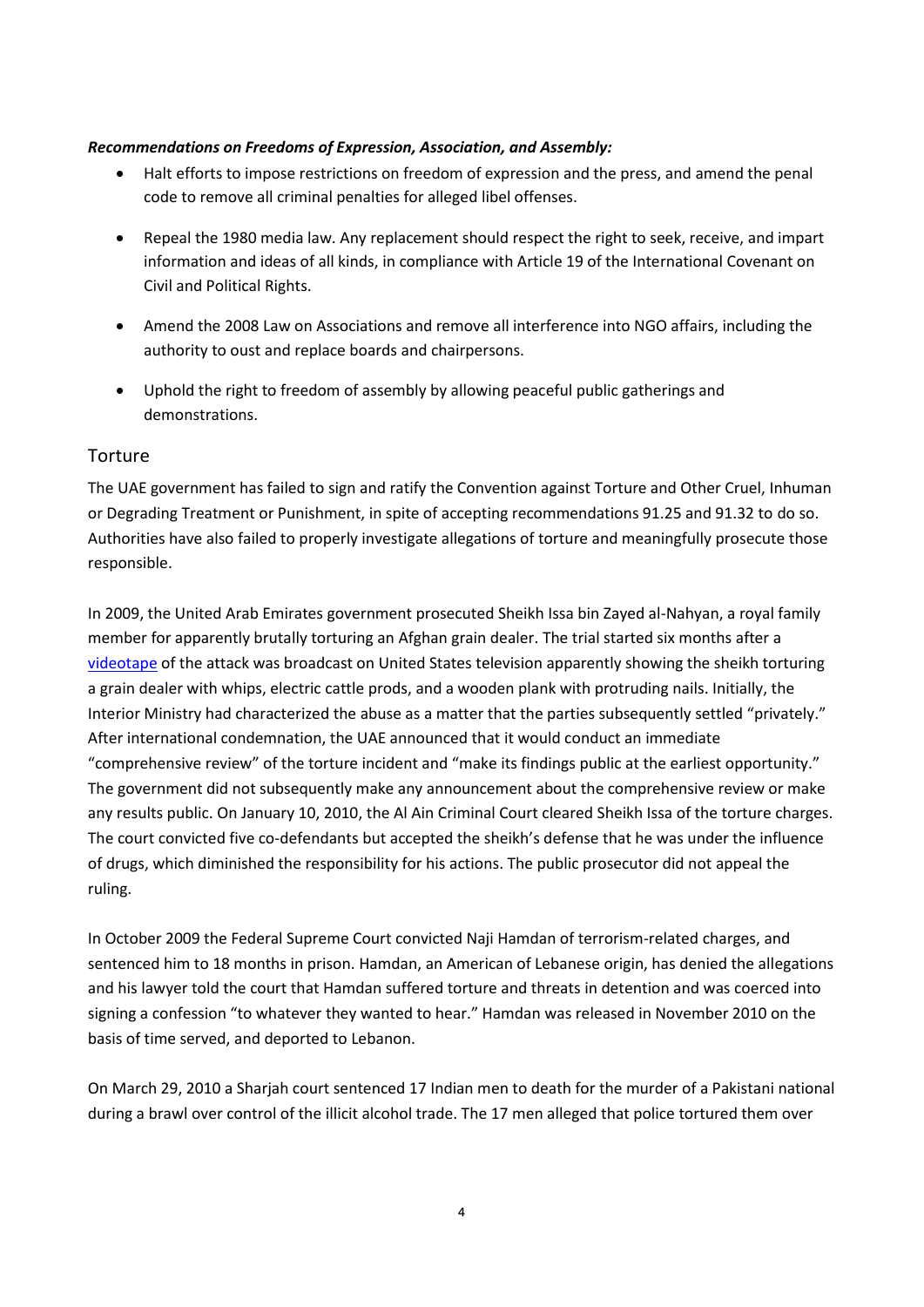***Recommendations on Freedoms of Expression, Association, and Assembly:***

- Halt efforts to impose restrictions on freedom of expression and the press, and amend the penal code to remove all criminal penalties for alleged libel offenses.
- Repeal the 1980 media law. Any replacement should respect the right to seek, receive, and impart information and ideas of all kinds, in compliance with Article 19 of the International Covenant on Civil and Political Rights.
- Amend the 2008 Law on Associations and remove all interference into NGO affairs, including the authority to oust and replace boards and chairpersons.
- Uphold the right to freedom of assembly by allowing peaceful public gatherings and demonstrations.

## Torture

The UAE government has failed to sign and ratify the Convention against Torture and Other Cruel, Inhuman or Degrading Treatment or Punishment, in spite of accepting recommendations 91.25 and 91.32 to do so. Authorities have also failed to properly investigate allegations of torture and meaningfully prosecute those responsible.

In 2009, the United Arab Emirates government prosecuted Sheikh Issa bin Zayed al-Nahyan, a royal family member for apparently brutally torturing an Afghan grain dealer. The trial started six months after a videotape of the attack was broadcast on United States television apparently showing the sheikh torturing a grain dealer with whips, electric cattle prods, and a wooden plank with protruding nails. Initially, the Interior Ministry had characterized the abuse as a matter that the parties subsequently settled "privately." After international condemnation, the UAE announced that it would conduct an immediate "comprehensive review" of the torture incident and "make its findings public at the earliest opportunity." The government did not subsequently make any announcement about the comprehensive review or make any results public. On January 10, 2010, the Al Ain Criminal Court cleared Sheikh Issa of the torture charges. The court convicted five co-defendants but accepted the sheikh's defense that he was under the influence of drugs, which diminished the responsibility for his actions. The public prosecutor did not appeal the ruling.

In October 2009 the Federal Supreme Court convicted Naji Hamdan of terrorism-related charges, and sentenced him to 18 months in prison. Hamdan, an American of Lebanese origin, has denied the allegations and his lawyer told the court that Hamdan suffered torture and threats in detention and was coerced into signing a confession "to whatever they wanted to hear." Hamdan was released in November 2010 on the basis of time served, and deported to Lebanon.

On March 29, 2010 a Sharjah court sentenced 17 Indian men to death for the murder of a Pakistani national during a brawl over control of the illicit alcohol trade. The 17 men alleged that police tortured them over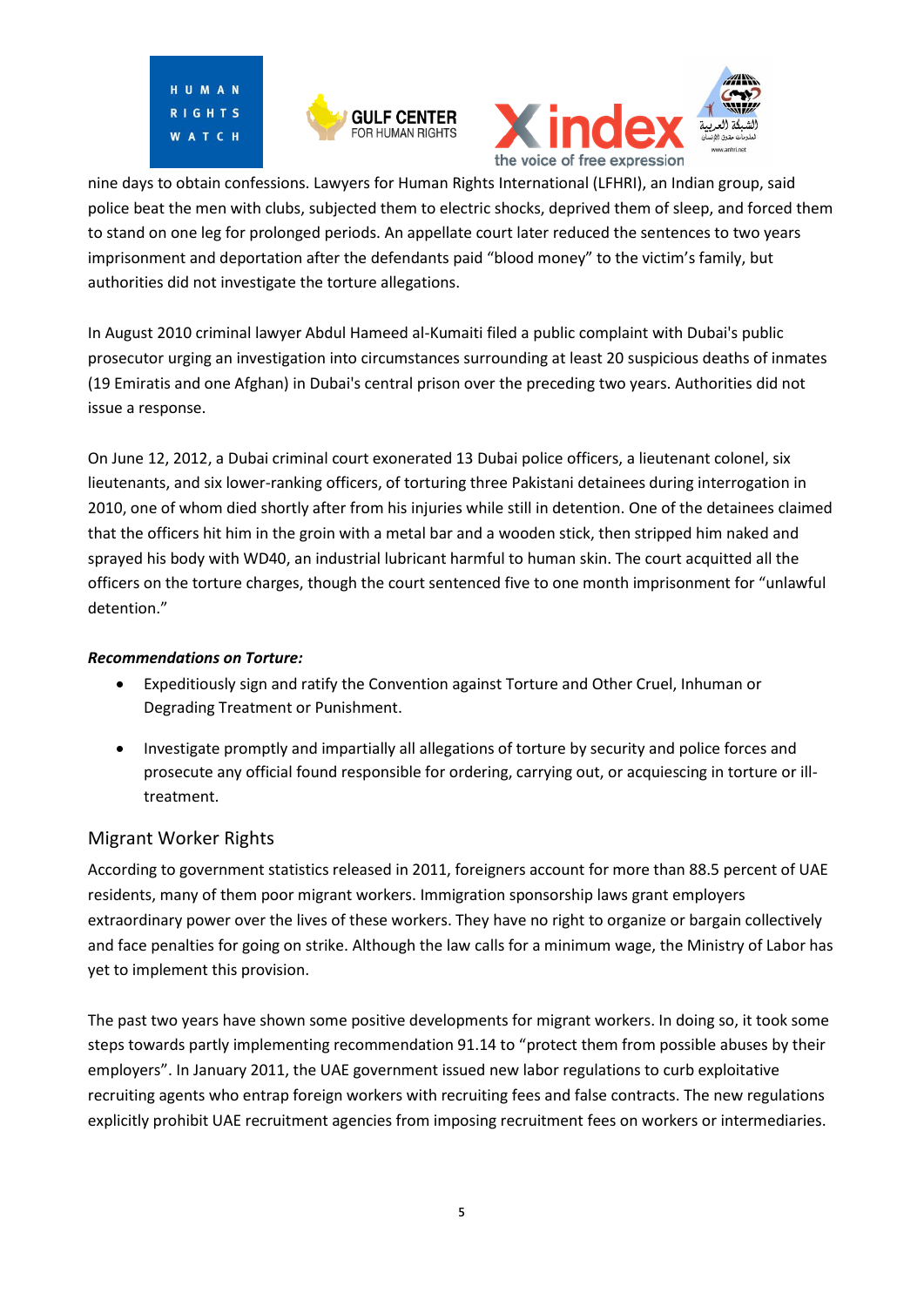nine days to obtain confessions. Lawyers for Human Rights International (LFHRI), an Indian group, said police beat the men with clubs, subjected them to electric shocks, deprived them of sleep, and forced them to stand on one leg for prolonged periods. An appellate court later reduced the sentences to two years imprisonment and deportation after the defendants paid "blood money" to the victim's family, but authorities did not investigate the torture allegations.

In August 2010 criminal lawyer Abdul Hameed al-Kumaiti filed a public complaint with Dubai's public prosecutor urging an investigation into circumstances surrounding at least 20 suspicious deaths of inmates (19 Emiratis and one Afghan) in Dubai's central prison over the preceding two years. Authorities did not issue a response.

On June 12, 2012, a Dubai criminal court exonerated 13 Dubai police officers, a lieutenant colonel, six lieutenants, and six lower-ranking officers, of torturing three Pakistani detainees during interrogation in 2010, one of whom died shortly after from his injuries while still in detention. One of the detainees claimed that the officers hit him in the groin with a metal bar and a wooden stick, then stripped him naked and sprayed his body with WD40, an industrial lubricant harmful to human skin. The court acquitted all the officers on the torture charges, though the court sentenced five to one month imprisonment for "unlawful detention."

***Recommendations on Torture:***

- Expeditiously sign and ratify the Convention against Torture and Other Cruel, Inhuman or Degrading Treatment or Punishment.
- Investigate promptly and impartially all allegations of torture by security and police forces and prosecute any official found responsible for ordering, carrying out, or acquiescing in torture or ill-treatment.

## Migrant Worker Rights

According to government statistics released in 2011, foreigners account for more than 88.5 percent of UAE residents, many of them poor migrant workers. Immigration sponsorship laws grant employers extraordinary power over the lives of these workers. They have no right to organize or bargain collectively and face penalties for going on strike. Although the law calls for a minimum wage, the Ministry of Labor has yet to implement this provision.

The past two years have shown some positive developments for migrant workers. In doing so, it took some steps towards partly implementing recommendation 91.14 to "protect them from possible abuses by their employers". In January 2011, the UAE government issued new labor regulations to curb exploitative recruiting agents who entrap foreign workers with recruiting fees and false contracts. The new regulations explicitly prohibit UAE recruitment agencies from imposing recruitment fees on workers or intermediaries.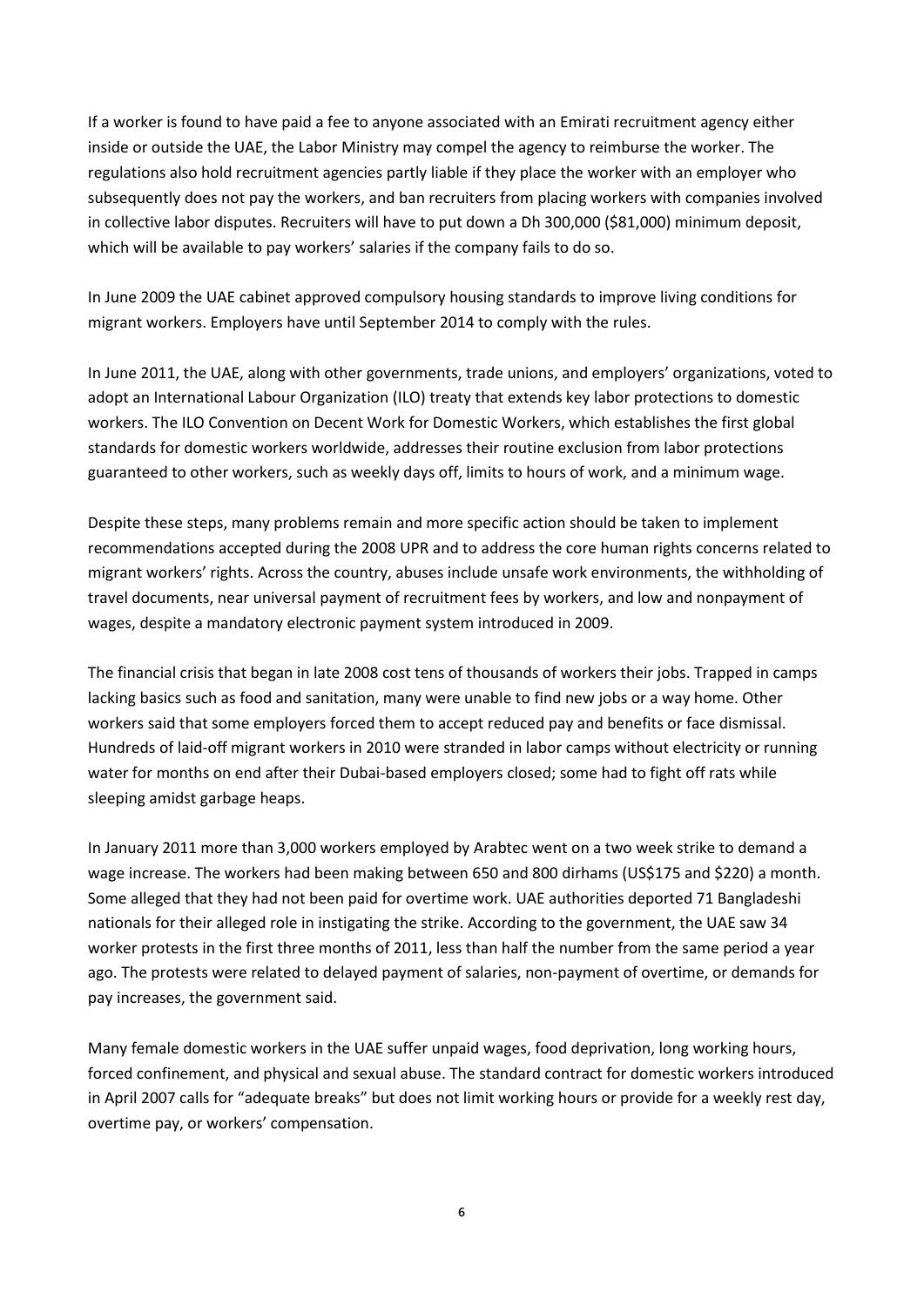If a worker is found to have paid a fee to anyone associated with an Emirati recruitment agency either inside or outside the UAE, the Labor Ministry may compel the agency to reimburse the worker. The regulations also hold recruitment agencies partly liable if they place the worker with an employer who subsequently does not pay the workers, and ban recruiters from placing workers with companies involved in collective labor disputes. Recruiters will have to put down a Dh 300,000 ($81,000) minimum deposit, which will be available to pay workers' salaries if the company fails to do so.

In June 2009 the UAE cabinet approved compulsory housing standards to improve living conditions for migrant workers. Employers have until September 2014 to comply with the rules.

In June 2011, the UAE, along with other governments, trade unions, and employers' organizations, voted to adopt an International Labour Organization (ILO) treaty that extends key labor protections to domestic workers. The ILO Convention on Decent Work for Domestic Workers, which establishes the first global standards for domestic workers worldwide, addresses their routine exclusion from labor protections guaranteed to other workers, such as weekly days off, limits to hours of work, and a minimum wage.

Despite these steps, many problems remain and more specific action should be taken to implement recommendations accepted during the 2008 UPR and to address the core human rights concerns related to migrant workers' rights. Across the country, abuses include unsafe work environments, the withholding of travel documents, near universal payment of recruitment fees by workers, and low and nonpayment of wages, despite a mandatory electronic payment system introduced in 2009.

The financial crisis that began in late 2008 cost tens of thousands of workers their jobs. Trapped in camps lacking basics such as food and sanitation, many were unable to find new jobs or a way home. Other workers said that some employers forced them to accept reduced pay and benefits or face dismissal. Hundreds of laid-off migrant workers in 2010 were stranded in labor camps without electricity or running water for months on end after their Dubai-based employers closed; some had to fight off rats while sleeping amidst garbage heaps.

In January 2011 more than 3,000 workers employed by Arabtec went on a two week strike to demand a wage increase. The workers had been making between 650 and 800 dirhams (US$175 and $220) a month. Some alleged that they had not been paid for overtime work. UAE authorities deported 71 Bangladeshi nationals for their alleged role in instigating the strike. According to the government, the UAE saw 34 worker protests in the first three months of 2011, less than half the number from the same period a year ago. The protests were related to delayed payment of salaries, non-payment of overtime, or demands for pay increases, the government said.

Many female domestic workers in the UAE suffer unpaid wages, food deprivation, long working hours, forced confinement, and physical and sexual abuse. The standard contract for domestic workers introduced in April 2007 calls for "adequate breaks" but does not limit working hours or provide for a weekly rest day, overtime pay, or workers' compensation.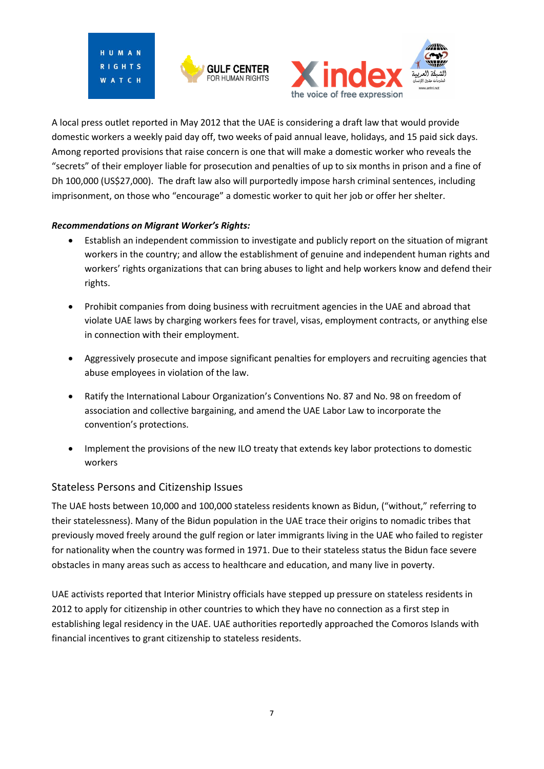A local press outlet reported in May 2012 that the UAE is considering a draft law that would provide domestic workers a weekly paid day off, two weeks of paid annual leave, holidays, and 15 paid sick days. Among reported provisions that raise concern is one that will make a domestic worker who reveals the "secrets" of their employer liable for prosecution and penalties of up to six months in prison and a fine of Dh 100,000 (US$27,000). The draft law also will purportedly impose harsh criminal sentences, including imprisonment, on those who "encourage" a domestic worker to quit her job or offer her shelter.

***Recommendations on Migrant Worker's Rights:***

- Establish an independent commission to investigate and publicly report on the situation of migrant workers in the country; and allow the establishment of genuine and independent human rights and workers' rights organizations that can bring abuses to light and help workers know and defend their rights.
- Prohibit companies from doing business with recruitment agencies in the UAE and abroad that violate UAE laws by charging workers fees for travel, visas, employment contracts, or anything else in connection with their employment.
- Aggressively prosecute and impose significant penalties for employers and recruiting agencies that abuse employees in violation of the law.
- Ratify the International Labour Organization's Conventions No. 87 and No. 98 on freedom of association and collective bargaining, and amend the UAE Labor Law to incorporate the convention's protections.
- Implement the provisions of the new ILO treaty that extends key labor protections to domestic workers

## Stateless Persons and Citizenship Issues

The UAE hosts between 10,000 and 100,000 stateless residents known as Bidun, ("without," referring to their statelessness). Many of the Bidun population in the UAE trace their origins to nomadic tribes that previously moved freely around the gulf region or later immigrants living in the UAE who failed to register for nationality when the country was formed in 1971. Due to their stateless status the Bidun face severe obstacles in many areas such as access to healthcare and education, and many live in poverty.

UAE activists reported that Interior Ministry officials have stepped up pressure on stateless residents in 2012 to apply for citizenship in other countries to which they have no connection as a first step in establishing legal residency in the UAE. UAE authorities reportedly approached the Comoros Islands with financial incentives to grant citizenship to stateless residents.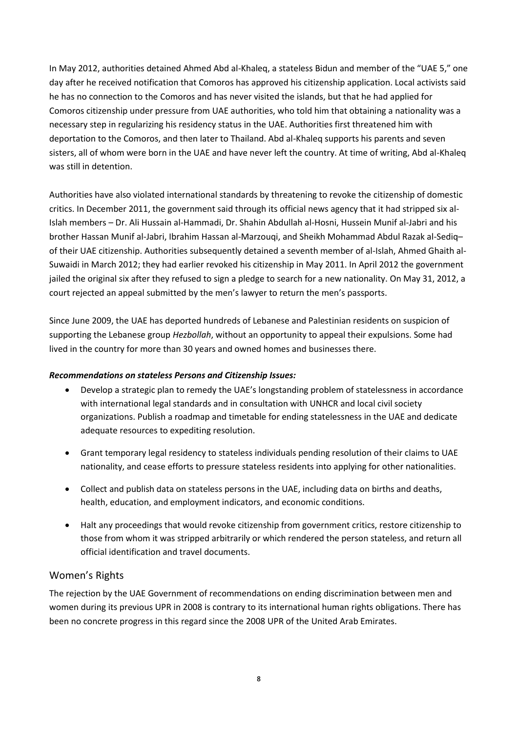In May 2012, authorities detained Ahmed Abd al-Khaleq, a stateless Bidun and member of the "UAE 5," one day after he received notification that Comoros has approved his citizenship application. Local activists said he has no connection to the Comoros and has never visited the islands, but that he had applied for Comoros citizenship under pressure from UAE authorities, who told him that obtaining a nationality was a necessary step in regularizing his residency status in the UAE. Authorities first threatened him with deportation to the Comoros, and then later to Thailand. Abd al-Khaleq supports his parents and seven sisters, all of whom were born in the UAE and have never left the country. At time of writing, Abd al-Khaleq was still in detention.

Authorities have also violated international standards by threatening to revoke the citizenship of domestic critics. In December 2011, the government said through its official news agency that it had stripped six al-Islah members – Dr. Ali Hussain al-Hammadi, Dr. Shahin Abdullah al-Hosni, Hussein Munif al-Jabri and his brother Hassan Munif al-Jabri, Ibrahim Hassan al-Marzouqi, and Sheikh Mohammad Abdul Razak al-Sediq– of their UAE citizenship. Authorities subsequently detained a seventh member of al-Islah, Ahmed Ghaith al-Suwaidi in March 2012; they had earlier revoked his citizenship in May 2011. In April 2012 the government jailed the original six after they refused to sign a pledge to search for a new nationality. On May 31, 2012, a court rejected an appeal submitted by the men's lawyer to return the men's passports.

Since June 2009, the UAE has deported hundreds of Lebanese and Palestinian residents on suspicion of supporting the Lebanese group *Hezbollah*, without an opportunity to appeal their expulsions. Some had lived in the country for more than 30 years and owned homes and businesses there.

***Recommendations on stateless Persons and Citizenship Issues:***

- Develop a strategic plan to remedy the UAE's longstanding problem of statelessness in accordance with international legal standards and in consultation with UNHCR and local civil society organizations. Publish a roadmap and timetable for ending statelessness in the UAE and dedicate adequate resources to expediting resolution.
- Grant temporary legal residency to stateless individuals pending resolution of their claims to UAE nationality, and cease efforts to pressure stateless residents into applying for other nationalities.
- Collect and publish data on stateless persons in the UAE, including data on births and deaths, health, education, and employment indicators, and economic conditions.
- Halt any proceedings that would revoke citizenship from government critics, restore citizenship to those from whom it was stripped arbitrarily or which rendered the person stateless, and return all official identification and travel documents.

## Women's Rights

The rejection by the UAE Government of recommendations on ending discrimination between men and women during its previous UPR in 2008 is contrary to its international human rights obligations. There has been no concrete progress in this regard since the 2008 UPR of the United Arab Emirates.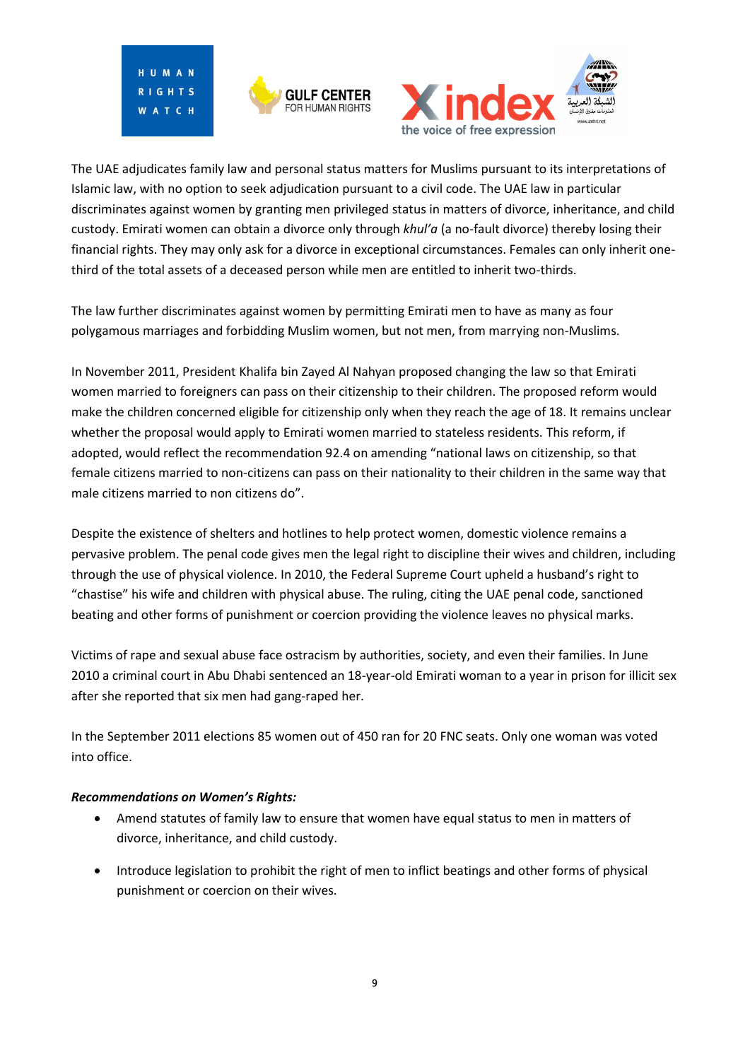The UAE adjudicates family law and personal status matters for Muslims pursuant to its interpretations of Islamic law, with no option to seek adjudication pursuant to a civil code. The UAE law in particular discriminates against women by granting men privileged status in matters of divorce, inheritance, and child custody. Emirati women can obtain a divorce only through *khul'a* (a no-fault divorce) thereby losing their financial rights. They may only ask for a divorce in exceptional circumstances. Females can only inherit one-third of the total assets of a deceased person while men are entitled to inherit two-thirds.

The law further discriminates against women by permitting Emirati men to have as many as four polygamous marriages and forbidding Muslim women, but not men, from marrying non-Muslims.

In November 2011, President Khalifa bin Zayed Al Nahyan proposed changing the law so that Emirati women married to foreigners can pass on their citizenship to their children. The proposed reform would make the children concerned eligible for citizenship only when they reach the age of 18. It remains unclear whether the proposal would apply to Emirati women married to stateless residents. This reform, if adopted, would reflect the recommendation 92.4 on amending "national laws on citizenship, so that female citizens married to non-citizens can pass on their nationality to their children in the same way that male citizens married to non citizens do".

Despite the existence of shelters and hotlines to help protect women, domestic violence remains a pervasive problem. The penal code gives men the legal right to discipline their wives and children, including through the use of physical violence. In 2010, the Federal Supreme Court upheld a husband's right to "chastise" his wife and children with physical abuse. The ruling, citing the UAE penal code, sanctioned beating and other forms of punishment or coercion providing the violence leaves no physical marks.

Victims of rape and sexual abuse face ostracism by authorities, society, and even their families. In June 2010 a criminal court in Abu Dhabi sentenced an 18-year-old Emirati woman to a year in prison for illicit sex after she reported that six men had gang-raped her.

In the September 2011 elections 85 women out of 450 ran for 20 FNC seats. Only one woman was voted into office.

***Recommendations on Women's Rights:***

- Amend statutes of family law to ensure that women have equal status to men in matters of divorce, inheritance, and child custody.
- Introduce legislation to prohibit the right of men to inflict beatings and other forms of physical punishment or coercion on their wives.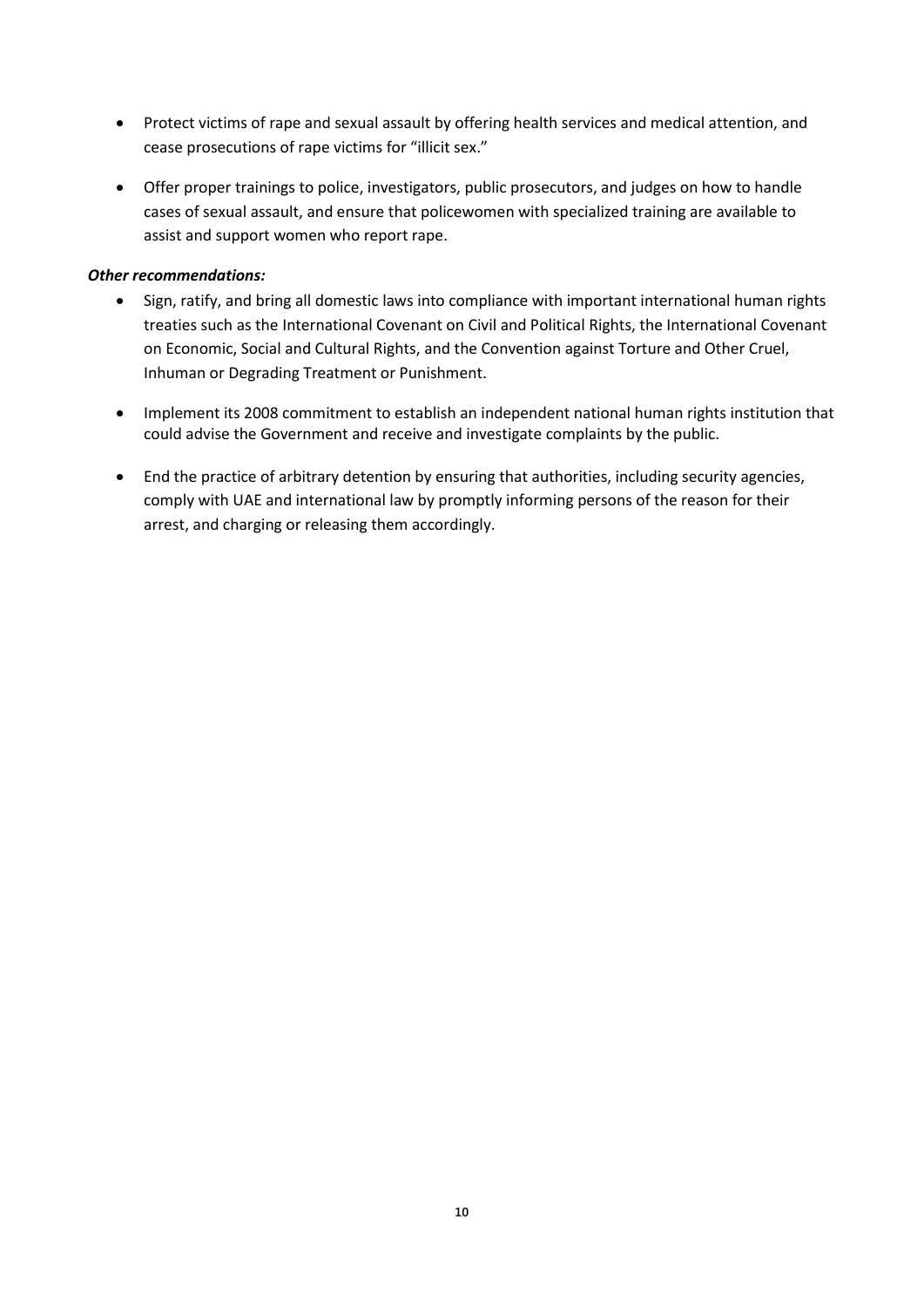- Protect victims of rape and sexual assault by offering health services and medical attention, and cease prosecutions of rape victims for "illicit sex."

- Offer proper trainings to police, investigators, public prosecutors, and judges on how to handle cases of sexual assault, and ensure that policewomen with specialized training are available to assist and support women who report rape.

***Other recommendations:***

- Sign, ratify, and bring all domestic laws into compliance with important international human rights treaties such as the International Covenant on Civil and Political Rights, the International Covenant on Economic, Social and Cultural Rights, and the Convention against Torture and Other Cruel, Inhuman or Degrading Treatment or Punishment.

- Implement its 2008 commitment to establish an independent national human rights institution that could advise the Government and receive and investigate complaints by the public.

- End the practice of arbitrary detention by ensuring that authorities, including security agencies, comply with UAE and international law by promptly informing persons of the reason for their arrest, and charging or releasing them accordingly.